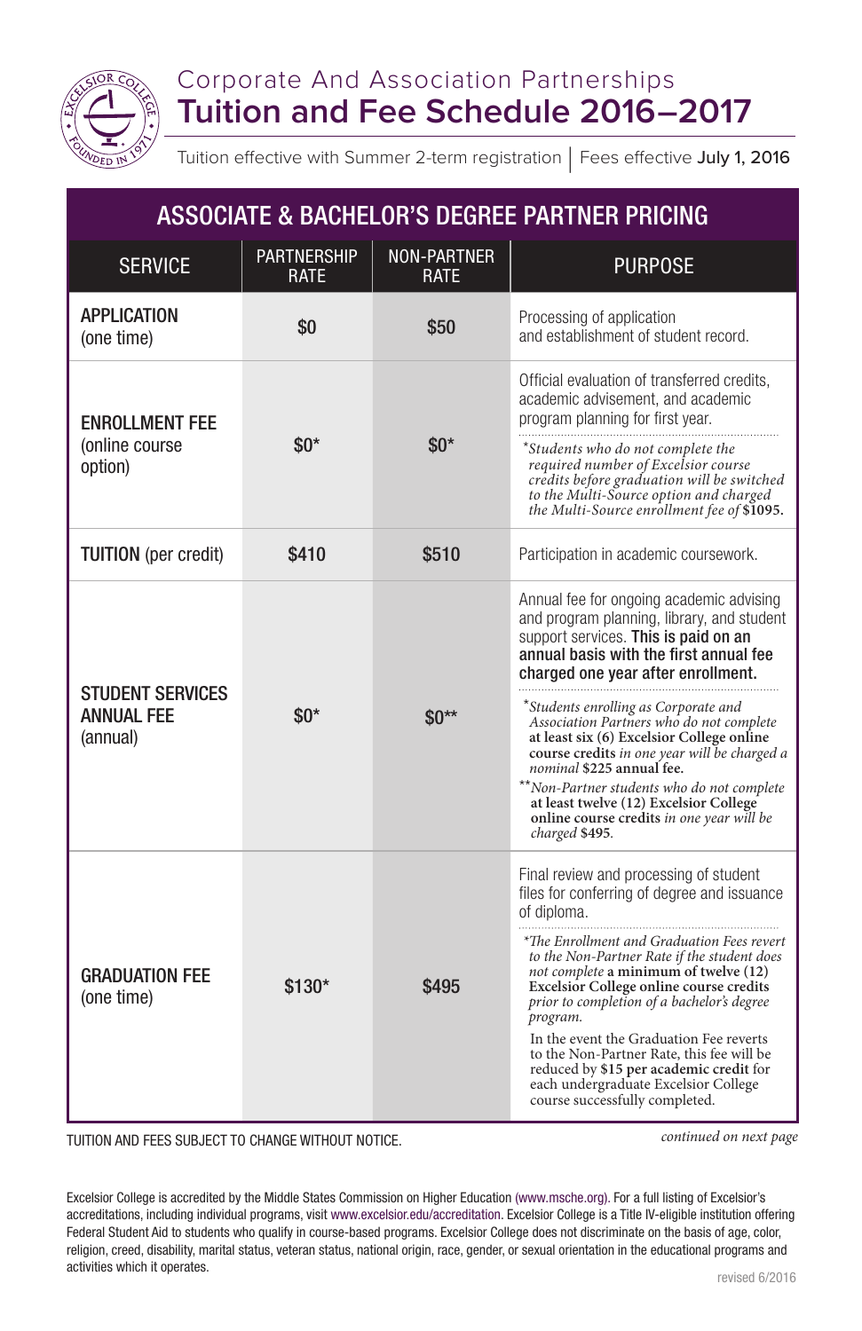# Corporate And Association Partnerships
## Tuition and Fee Schedule 2016–2017

Tuition effective with Summer 2-term registration | Fees effective **July 1, 2016**

| ASSOCIATE & BACHELOR'S DEGREE PARTNER PRICING | | | |
|---|---|---|---|
| **SERVICE** | **PARTNERSHIP RATE** | **NON-PARTNER RATE** | **PURPOSE** |
| **APPLICATION** (one time) | $0 | $50 | Processing of application and establishment of student record. |
| **ENROLLMENT FEE** (online course option) | $0* | $0* | Official evaluation of transferred credits, academic advisement, and academic program planning for first year. <br> **Students who do not complete the required number of Excelsior course credits before graduation will be switched to the Multi-Source option and charged the Multi-Source enrollment fee of $1095.* |
| **TUITION** (per credit) | $410 | $510 | Participation in academic coursework. |
| **STUDENT SERVICES ANNUAL FEE** (annual) | $0* | $0** | Annual fee for ongoing academic advising and program planning, library, and student support services. **This is paid on an annual basis with the first annual fee charged one year after enrollment.** <br> **Students enrolling as Corporate and Association Partners who do not complete* **at least six (6) Excelsior College online course credits** *in one year will be charged a nominal* **$225 annual fee.** <br> ***Non-Partner students who do not complete* **at least twelve (12) Excelsior College online course credits** *in one year will be charged* **$495**. |
| **GRADUATION FEE** (one time) | $130* | $495 | Final review and processing of student files for conferring of degree and issuance of diploma. <br> **The Enrollment and Graduation Fees revert to the Non-Partner Rate if the student does not complete* **a minimum of twelve (12) Excelsior College online course credits** *prior to completion of a bachelor's degree program.* <br> In the event the Graduation Fee reverts to the Non-Partner Rate, this fee will be reduced by **$15 per academic credit** for each undergraduate Excelsior College course successfully completed. |

TUITION AND FEES SUBJECT TO CHANGE WITHOUT NOTICE.

*continued on next page*

Excelsior College is accredited by the Middle States Commission on Higher Education (www.msche.org). For a full listing of Excelsior's accreditations, including individual programs, visit www.excelsior.edu/accreditation. Excelsior College is a Title IV-eligible institution offering Federal Student Aid to students who qualify in course-based programs. Excelsior College does not discriminate on the basis of age, color, religion, creed, disability, marital status, veteran status, national origin, race, gender, or sexual orientation in the educational programs and activities which it operates.

revised 6/2016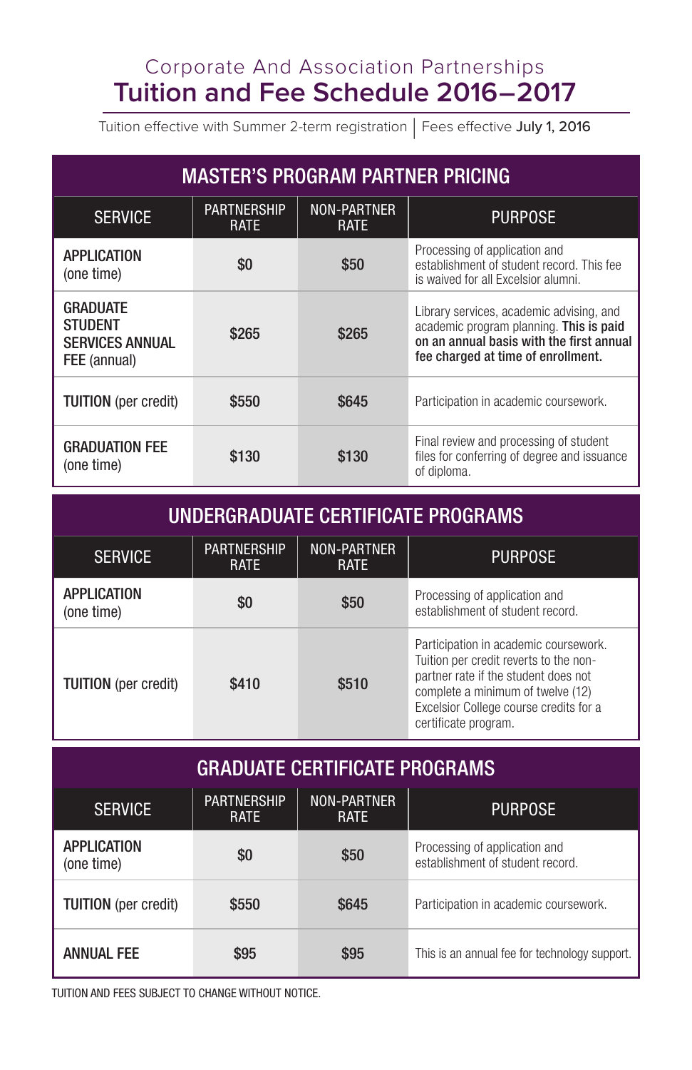Corporate And Association Partnerships

# Tuition and Fee Schedule 2016–2017

Tuition effective with Summer 2-term registration | Fees effective **July 1, 2016**

## MASTER'S PROGRAM PARTNER PRICING

| SERVICE | PARTNERSHIP RATE | NON-PARTNER RATE | PURPOSE |
|---|---|---|---|
| **APPLICATION** (one time) | $0 | $50 | Processing of application and establishment of student record. This fee is waived for all Excelsior alumni. |
| **GRADUATE STUDENT SERVICES ANNUAL FEE** (annual) | $265 | $265 | Library services, academic advising, and academic program planning. **This is paid on an annual basis with the first annual fee charged at time of enrollment.** |
| **TUITION** (per credit) | $550 | $645 | Participation in academic coursework. |
| **GRADUATION FEE** (one time) | $130 | $130 | Final review and processing of student files for conferring of degree and issuance of diploma. |

## UNDERGRADUATE CERTIFICATE PROGRAMS

| SERVICE | PARTNERSHIP RATE | NON-PARTNER RATE | PURPOSE |
|---|---|---|---|
| **APPLICATION** (one time) | $0 | $50 | Processing of application and establishment of student record. |
| **TUITION** (per credit) | $410 | $510 | Participation in academic coursework. Tuition per credit reverts to the non-partner rate if the student does not complete a minimum of twelve (12) Excelsior College course credits for a certificate program. |

## GRADUATE CERTIFICATE PROGRAMS

| SERVICE | PARTNERSHIP RATE | NON-PARTNER RATE | PURPOSE |
|---|---|---|---|
| **APPLICATION** (one time) | $0 | $50 | Processing of application and establishment of student record. |
| **TUITION** (per credit) | $550 | $645 | Participation in academic coursework. |
| **ANNUAL FEE** | $95 | $95 | This is an annual fee for technology support. |

TUITION AND FEES SUBJECT TO CHANGE WITHOUT NOTICE.